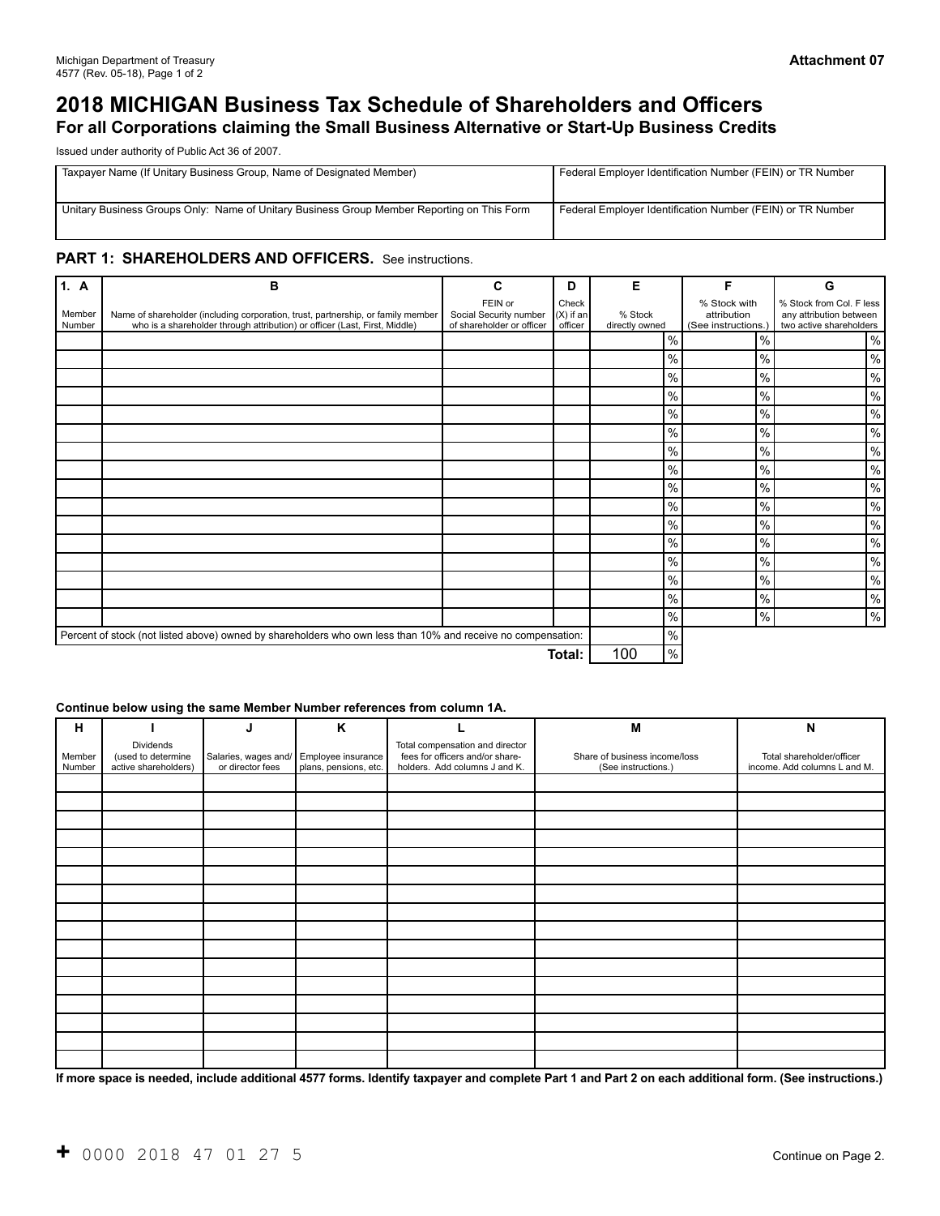Michigan Department of Treasury
4577 (Rev. 05-18), Page 1 of 2

**Attachment 07**

# 2018 MICHIGAN Business Tax Schedule of Shareholders and Officers

## For all Corporations claiming the Small Business Alternative or Start-Up Business Credits

Issued under authority of Public Act 36 of 2007.

| Taxpayer Name (If Unitary Business Group, Name of Designated Member) | Federal Employer Identification Number (FEIN) or TR Number |
|---|---|
| | |
| **Unitary Business Groups Only: Name of Unitary Business Group Member Reporting on This Form** | **Federal Employer Identification Number (FEIN) or TR Number** |
| | |

### PART 1: SHAREHOLDERS AND OFFICERS. See instructions.

| 1. A | B | C | D | E | F | G |
|---|---|---|---|---|---|---|
| Member Number | Name of shareholder (including corporation, trust, partnership, or family member who is a shareholder through attribution) or officer (Last, First, Middle) | FEIN or Social Security number of shareholder or officer | Check (X) if an officer | % Stock directly owned | % Stock with attribution (See instructions.) | % Stock from Col. F less any attribution between two active shareholders |
| | | | | % | % | % |
| | | | | % | % | % |
| | | | | % | % | % |
| | | | | % | % | % |
| | | | | % | % | % |
| | | | | % | % | % |
| | | | | % | % | % |
| | | | | % | % | % |
| | | | | % | % | % |
| | | | | % | % | % |
| | | | | % | % | % |
| | | | | % | % | % |
| | | | | % | % | % |
| | | | | % | % | % |
| | | | | % | % | % |
| | | | | % | % | % |
| Percent of stock (not listed above) owned by shareholders who own less than 10% and receive no compensation: | | | | % | | |
| | | | Total: | 100 % | | |

**Continue below using the same Member Number references from column 1A.**

| H | I | J | K | L | M | N |
|---|---|---|---|---|---|---|
| Member Number | Dividends (used to determine active shareholders) | Salaries, wages and/ or director fees | Employee insurance plans, pensions, etc. | Total compensation and director fees for officers and/or share-holders. Add columns J and K. | Share of business income/loss (See instructions.) | Total shareholder/officer income. Add columns L and M. |
| | | | | | | |
| | | | | | | |
| | | | | | | |
| | | | | | | |
| | | | | | | |
| | | | | | | |
| | | | | | | |
| | | | | | | |
| | | | | | | |
| | | | | | | |
| | | | | | | |
| | | | | | | |
| | | | | | | |
| | | | | | | |
| | | | | | | |
| | | | | | | |

**If more space is needed, include additional 4577 forms. Identify taxpayer and complete Part 1 and Part 2 on each additional form. (See instructions.)**

+ 0000 2018 47 01 27 5

Continue on Page 2.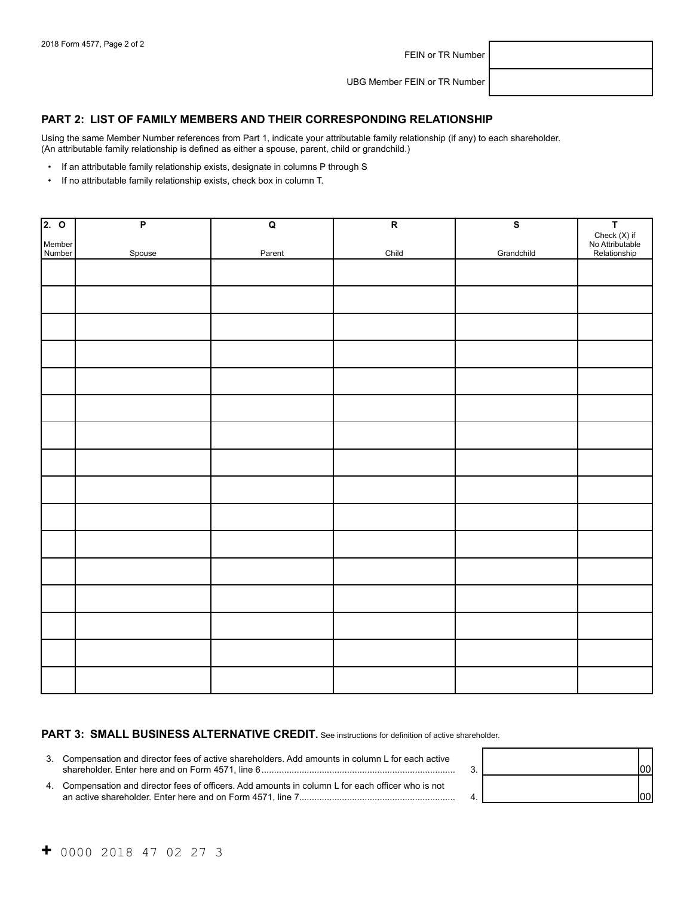2018 Form 4577, Page 2 of 2

| FEIN or TR Number | |
|---|---|
| UBG Member FEIN or TR Number | |

## PART 2: LIST OF FAMILY MEMBERS AND THEIR CORRESPONDING RELATIONSHIP

Using the same Member Number references from Part 1, indicate your attributable family relationship (if any) to each shareholder. (An attributable family relationship is defined as either a spouse, parent, child or grandchild.)

- If an attributable family relationship exists, designate in columns P through S
- If no attributable family relationship exists, check box in column T.

| 2. O<br>Member Number | P<br>Spouse | Q<br>Parent | R<br>Child | S<br>Grandchild | T<br>Check (X) if No Attributable Relationship |
|---|---|---|---|---|---|
| | | | | | |
| | | | | | |
| | | | | | |
| | | | | | |
| | | | | | |
| | | | | | |
| | | | | | |
| | | | | | |
| | | | | | |
| | | | | | |
| | | | | | |
| | | | | | |
| | | | | | |
| | | | | | |
| | | | | | |
| | | | | | |

## PART 3: SMALL BUSINESS ALTERNATIVE CREDIT. See instructions for definition of active shareholder.

| | | |
|---|---|---|
| 3. Compensation and director fees of active shareholders. Add amounts in column L for each active shareholder. Enter here and on Form 4571, line 6 | 3. | 00 |
| 4. Compensation and director fees of officers. Add amounts in column L for each officer who is not an active shareholder. Enter here and on Form 4571, line 7 | 4. | 00 |

+ 0000 2018 47 02 27 3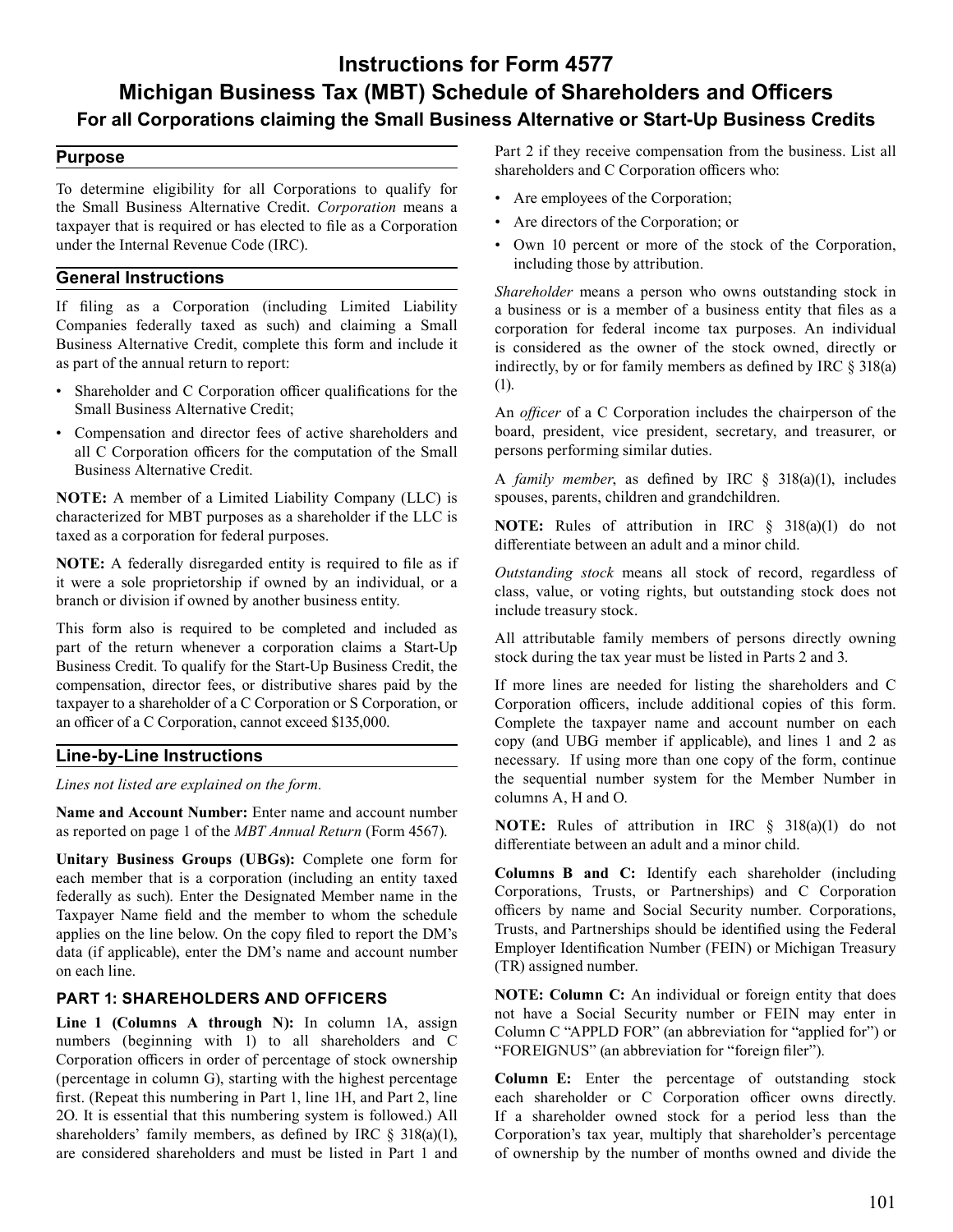# Instructions for Form 4577

# Michigan Business Tax (MBT) Schedule of Shareholders and Officers

## For all Corporations claiming the Small Business Alternative or Start-Up Business Credits

### Purpose

To determine eligibility for all Corporations to qualify for the Small Business Alternative Credit. *Corporation* means a taxpayer that is required or has elected to file as a Corporation under the Internal Revenue Code (IRC).

### General Instructions

If filing as a Corporation (including Limited Liability Companies federally taxed as such) and claiming a Small Business Alternative Credit, complete this form and include it as part of the annual return to report:

- Shareholder and C Corporation officer qualifications for the Small Business Alternative Credit;
- Compensation and director fees of active shareholders and all C Corporation officers for the computation of the Small Business Alternative Credit.

**NOTE:** A member of a Limited Liability Company (LLC) is characterized for MBT purposes as a shareholder if the LLC is taxed as a corporation for federal purposes.

**NOTE:** A federally disregarded entity is required to file as if it were a sole proprietorship if owned by an individual, or a branch or division if owned by another business entity.

This form also is required to be completed and included as part of the return whenever a corporation claims a Start-Up Business Credit. To qualify for the Start-Up Business Credit, the compensation, director fees, or distributive shares paid by the taxpayer to a shareholder of a C Corporation or S Corporation, or an officer of a C Corporation, cannot exceed $135,000.

### Line-by-Line Instructions

*Lines not listed are explained on the form.*

**Name and Account Number:** Enter name and account number as reported on page 1 of the *MBT Annual Return* (Form 4567).

**Unitary Business Groups (UBGs):** Complete one form for each member that is a corporation (including an entity taxed federally as such). Enter the Designated Member name in the Taxpayer Name field and the member to whom the schedule applies on the line below. On the copy filed to report the DM's data (if applicable), enter the DM's name and account number on each line.

#### PART 1: SHAREHOLDERS AND OFFICERS

**Line 1 (Columns A through N):** In column 1A, assign numbers (beginning with 1) to all shareholders and C Corporation officers in order of percentage of stock ownership (percentage in column G), starting with the highest percentage first. (Repeat this numbering in Part 1, line 1H, and Part 2, line 2O. It is essential that this numbering system is followed.) All shareholders' family members, as defined by IRC § 318(a)(1), are considered shareholders and must be listed in Part 1 and Part 2 if they receive compensation from the business. List all shareholders and C Corporation officers who:

- Are employees of the Corporation;
- Are directors of the Corporation; or
- Own 10 percent or more of the stock of the Corporation, including those by attribution.

*Shareholder* means a person who owns outstanding stock in a business or is a member of a business entity that files as a corporation for federal income tax purposes. An individual is considered as the owner of the stock owned, directly or indirectly, by or for family members as defined by IRC § 318(a)(1).

An *officer* of a C Corporation includes the chairperson of the board, president, vice president, secretary, and treasurer, or persons performing similar duties.

A *family member*, as defined by IRC § 318(a)(1), includes spouses, parents, children and grandchildren.

**NOTE:** Rules of attribution in IRC § 318(a)(1) do not differentiate between an adult and a minor child.

*Outstanding stock* means all stock of record, regardless of class, value, or voting rights, but outstanding stock does not include treasury stock.

All attributable family members of persons directly owning stock during the tax year must be listed in Parts 2 and 3.

If more lines are needed for listing the shareholders and C Corporation officers, include additional copies of this form. Complete the taxpayer name and account number on each copy (and UBG member if applicable), and lines 1 and 2 as necessary. If using more than one copy of the form, continue the sequential number system for the Member Number in columns A, H and O.

**NOTE:** Rules of attribution in IRC § 318(a)(1) do not differentiate between an adult and a minor child.

**Columns B and C:** Identify each shareholder (including Corporations, Trusts, or Partnerships) and C Corporation officers by name and Social Security number. Corporations, Trusts, and Partnerships should be identified using the Federal Employer Identification Number (FEIN) or Michigan Treasury (TR) assigned number.

**NOTE: Column C:** An individual or foreign entity that does not have a Social Security number or FEIN may enter in Column C "APPLD FOR" (an abbreviation for "applied for") or "FOREIGNUS" (an abbreviation for "foreign filer").

**Column E:** Enter the percentage of outstanding stock each shareholder or C Corporation officer owns directly. If a shareholder owned stock for a period less than the Corporation's tax year, multiply that shareholder's percentage of ownership by the number of months owned and divide the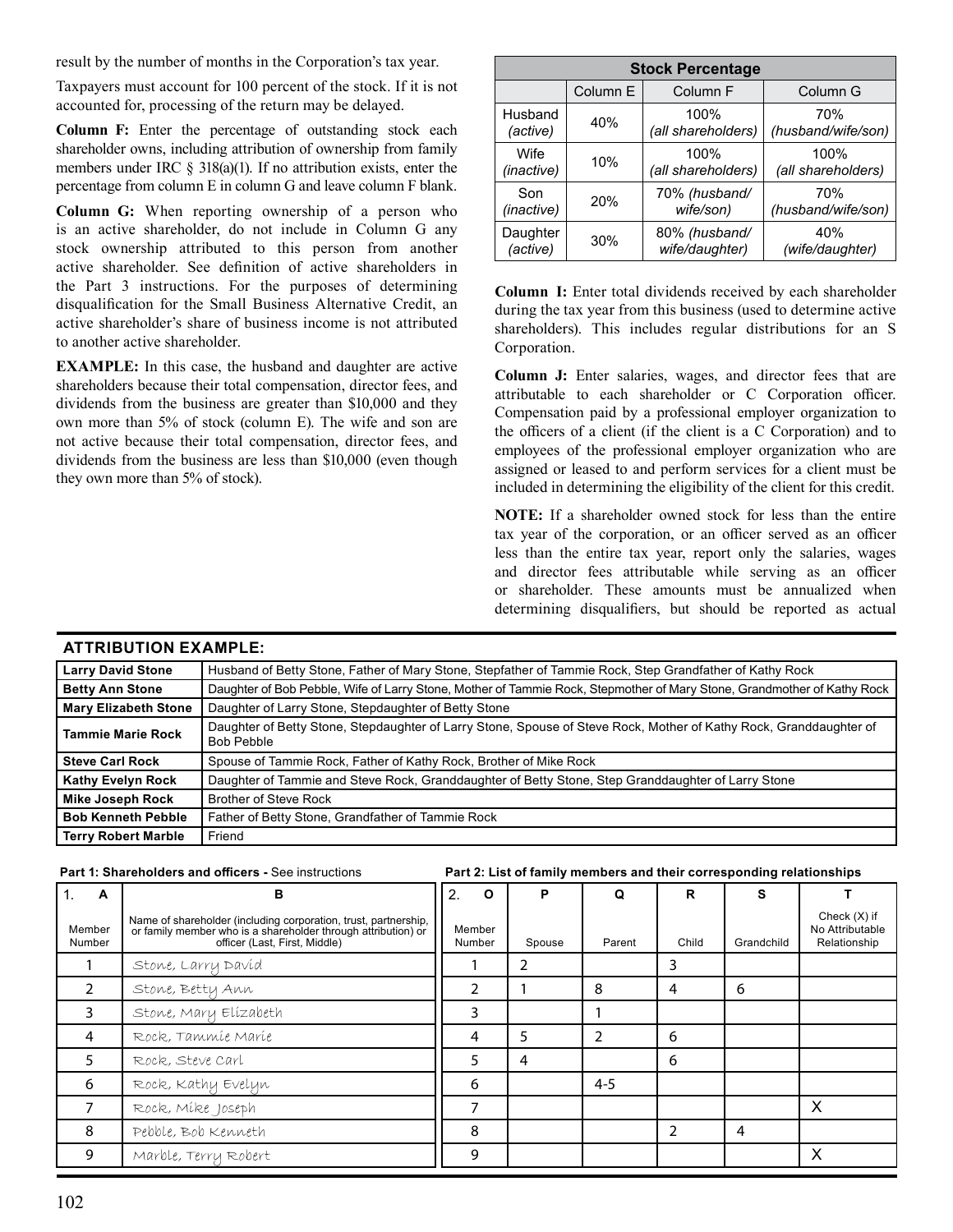result by the number of months in the Corporation's tax year.

Taxpayers must account for 100 percent of the stock. If it is not accounted for, processing of the return may be delayed.

**Column F:** Enter the percentage of outstanding stock each shareholder owns, including attribution of ownership from family members under IRC § 318(a)(1). If no attribution exists, enter the percentage from column E in column G and leave column F blank.

**Column G:** When reporting ownership of a person who is an active shareholder, do not include in Column G any stock ownership attributed to this person from another active shareholder. See definition of active shareholders in the Part 3 instructions. For the purposes of determining disqualification for the Small Business Alternative Credit, an active shareholder's share of business income is not attributed to another active shareholder.

**EXAMPLE:** In this case, the husband and daughter are active shareholders because their total compensation, director fees, and dividends from the business are greater than $10,000 and they own more than 5% of stock (column E). The wife and son are not active because their total compensation, director fees, and dividends from the business are less than $10,000 (even though they own more than 5% of stock).

| **Stock Percentage** | | | |
|---|---|---|---|
| | Column E | Column F | Column G |
| Husband *(active)* | 40% | 100% *(all shareholders)* | 70% *(husband/wife/son)* |
| Wife *(inactive)* | 10% | 100% *(all shareholders)* | 100% *(all shareholders)* |
| Son *(inactive)* | 20% | 70% *(husband/ wife/son)* | 70% *(husband/wife/son)* |
| Daughter *(active)* | 30% | 80% *(husband/ wife/daughter)* | 40% *(wife/daughter)* |

**Column I:** Enter total dividends received by each shareholder during the tax year from this business (used to determine active shareholders). This includes regular distributions for an S Corporation.

**Column J:** Enter salaries, wages, and director fees that are attributable to each shareholder or C Corporation officer. Compensation paid by a professional employer organization to the officers of a client (if the client is a C Corporation) and to employees of the professional employer organization who are assigned or leased to and perform services for a client must be included in determining the eligibility of the client for this credit.

**NOTE:** If a shareholder owned stock for less than the entire tax year of the corporation, or an officer served as an officer less than the entire tax year, report only the salaries, wages and director fees attributable while serving as an officer or shareholder. These amounts must be annualized when determining disqualifiers, but should be reported as actual

## ATTRIBUTION EXAMPLE:

| | |
|---|---|
| **Larry David Stone** | Husband of Betty Stone, Father of Mary Stone, Stepfather of Tammie Rock, Step Grandfather of Kathy Rock |
| **Betty Ann Stone** | Daughter of Bob Pebble, Wife of Larry Stone, Mother of Tammie Rock, Stepmother of Mary Stone, Grandmother of Kathy Rock |
| **Mary Elizabeth Stone** | Daughter of Larry Stone, Stepdaughter of Betty Stone |
| **Tammie Marie Rock** | Daughter of Betty Stone, Stepdaughter of Larry Stone, Spouse of Steve Rock, Mother of Kathy Rock, Granddaughter of Bob Pebble |
| **Steve Carl Rock** | Spouse of Tammie Rock, Father of Kathy Rock, Brother of Mike Rock |
| **Kathy Evelyn Rock** | Daughter of Tammie and Steve Rock, Granddaughter of Betty Stone, Step Granddaughter of Larry Stone |
| **Mike Joseph Rock** | Brother of Steve Rock |
| **Bob Kenneth Pebble** | Father of Betty Stone, Grandfather of Tammie Rock |
| **Terry Robert Marble** | Friend |

**Part 1: Shareholders and officers -** See instructions

| 1. A | B |
|---|---|
| Member Number | Name of shareholder (including corporation, trust, partnership, or family member who is a shareholder through attribution) or officer (Last, First, Middle) |
| 1 | Stone, Larry David |
| 2 | Stone, Betty Ann |
| 3 | Stone, Mary Elizabeth |
| 4 | Rock, Tammie Marie |
| 5 | Rock, Steve Carl |
| 6 | Rock, Kathy Evelyn |
| 7 | Rock, Mike Joseph |
| 8 | Pebble, Bob Kenneth |
| 9 | Marble, Terry Robert |

**Part 2: List of family members and their corresponding relationships**

| 2. O | P | Q | R | S | T |
|---|---|---|---|---|---|
| Member Number | Spouse | Parent | Child | Grandchild | Check (X) if No Attributable Relationship |
| 1 | 2 | | 3 | | |
| 2 | 1 | 8 | 4 | 6 | |
| 3 | | 1 | | | |
| 4 | 5 | 2 | 6 | | |
| 5 | 4 | | 6 | | |
| 6 | | 4-5 | | | |
| 7 | | | | | X |
| 8 | | | 2 | 4 | |
| 9 | | | | | X |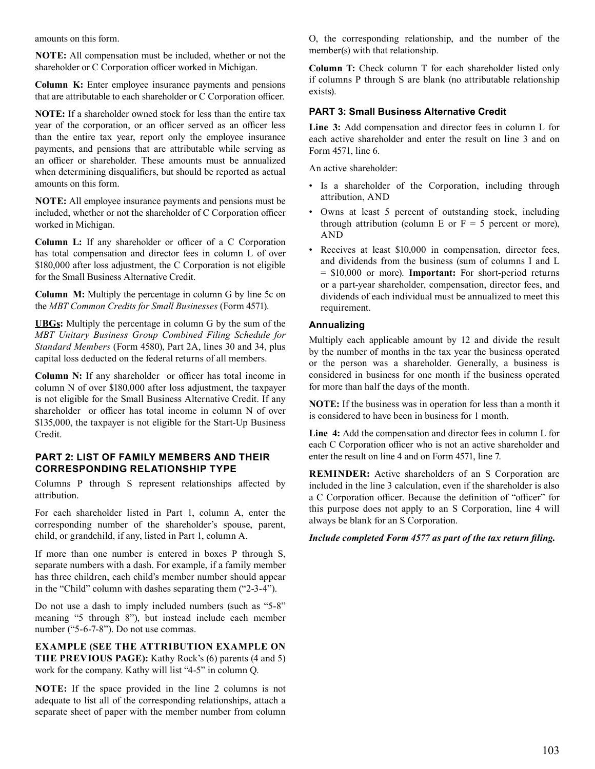amounts on this form.

**NOTE:** All compensation must be included, whether or not the shareholder or C Corporation officer worked in Michigan.

**Column K:** Enter employee insurance payments and pensions that are attributable to each shareholder or C Corporation officer.

**NOTE:** If a shareholder owned stock for less than the entire tax year of the corporation, or an officer served as an officer less than the entire tax year, report only the employee insurance payments, and pensions that are attributable while serving as an officer or shareholder. These amounts must be annualized when determining disqualifiers, but should be reported as actual amounts on this form.

**NOTE:** All employee insurance payments and pensions must be included, whether or not the shareholder of C Corporation officer worked in Michigan.

**Column L:** If any shareholder or officer of a C Corporation has total compensation and director fees in column L of over $180,000 after loss adjustment, the C Corporation is not eligible for the Small Business Alternative Credit.

**Column M:** Multiply the percentage in column G by line 5c on the *MBT Common Credits for Small Businesses* (Form 4571).

**UBGs:** Multiply the percentage in column G by the sum of the *MBT Unitary Business Group Combined Filing Schedule for Standard Members* (Form 4580), Part 2A, lines 30 and 34, plus capital loss deducted on the federal returns of all members.

**Column N:** If any shareholder or officer has total income in column N of over $180,000 after loss adjustment, the taxpayer is not eligible for the Small Business Alternative Credit. If any shareholder or officer has total income in column N of over $135,000, the taxpayer is not eligible for the Start-Up Business Credit.

### PART 2: LIST OF FAMILY MEMBERS AND THEIR CORRESPONDING RELATIONSHIP TYPE

Columns P through S represent relationships affected by attribution.

For each shareholder listed in Part 1, column A, enter the corresponding number of the shareholder's spouse, parent, child, or grandchild, if any, listed in Part 1, column A.

If more than one number is entered in boxes P through S, separate numbers with a dash. For example, if a family member has three children, each child's member number should appear in the "Child" column with dashes separating them ("2-3-4").

Do not use a dash to imply included numbers (such as "5-8" meaning "5 through 8"), but instead include each member number ("5-6-7-8"). Do not use commas.

**EXAMPLE (SEE THE ATTRIBUTION EXAMPLE ON THE PREVIOUS PAGE):** Kathy Rock's (6) parents (4 and 5) work for the company. Kathy will list "4-5" in column Q.

**NOTE:** If the space provided in the line 2 columns is not adequate to list all of the corresponding relationships, attach a separate sheet of paper with the member number from column O, the corresponding relationship, and the number of the member(s) with that relationship.

**Column T:** Check column T for each shareholder listed only if columns P through S are blank (no attributable relationship exists).

### PART 3: Small Business Alternative Credit

**Line 3:** Add compensation and director fees in column L for each active shareholder and enter the result on line 3 and on Form 4571, line 6.

An active shareholder:

- Is a shareholder of the Corporation, including through attribution, AND
- Owns at least 5 percent of outstanding stock, including through attribution (column E or F = 5 percent or more), AND
- Receives at least $10,000 in compensation, director fees, and dividends from the business (sum of columns I and L = $10,000 or more). **Important:** For short-period returns or a part-year shareholder, compensation, director fees, and dividends of each individual must be annualized to meet this requirement.

#### Annualizing

Multiply each applicable amount by 12 and divide the result by the number of months in the tax year the business operated or the person was a shareholder. Generally, a business is considered in business for one month if the business operated for more than half the days of the month.

**NOTE:** If the business was in operation for less than a month it is considered to have been in business for 1 month.

**Line 4:** Add the compensation and director fees in column L for each C Corporation officer who is not an active shareholder and enter the result on line 4 and on Form 4571, line 7.

**REMINDER:** Active shareholders of an S Corporation are included in the line 3 calculation, even if the shareholder is also a C Corporation officer. Because the definition of "officer" for this purpose does not apply to an S Corporation, line 4 will always be blank for an S Corporation.

***Include completed Form 4577 as part of the tax return filing.***